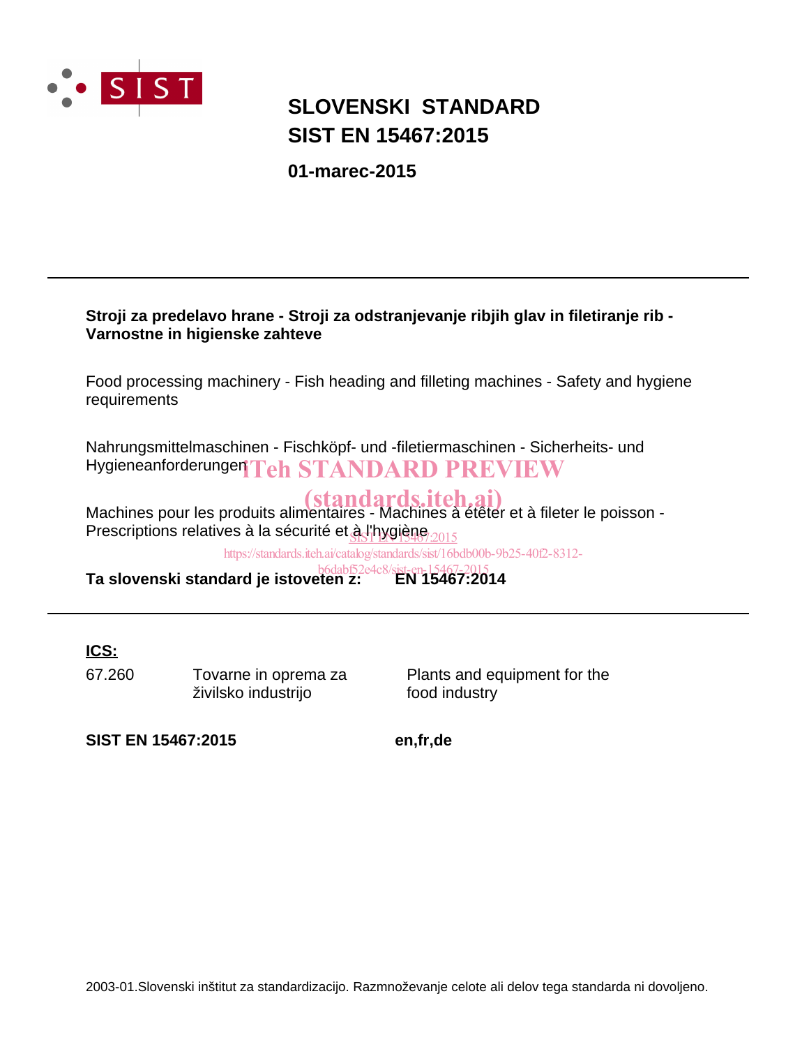# SLOVENSKI STANDARD
# SIST EN 15467:2015

**01-marec-2015**

---

**Stroji za predelavo hrane - Stroji za odstranjevanje ribjih glav in filetiranje rib - Varnostne in higienske zahteve**

Food processing machinery - Fish heading and filleting machines - Safety and hygiene requirements

Nahrungsmittelmaschinen - Fischköpf- und -filetiermaschinen - Sicherheits- und Hygieneanforderungen

Machines pour les produits alimentaires - Machines à étêter et à fileter le poisson - Prescriptions relatives à la sécurité et à l'hygiène

**Ta slovenski standard je istoveten z:** **EN 15467:2014**

---

**ICS:**

| | | |
|---|---|---|
| 67.260 | Tovarne in oprema za živilsko industrijo | Plants and equipment for the food industry |

**SIST EN 15467:2015** **en,fr,de**

2003-01.Slovenski inštitut za standardizacijo. Razmnoževanje celote ali delov tega standarda ni dovoljeno.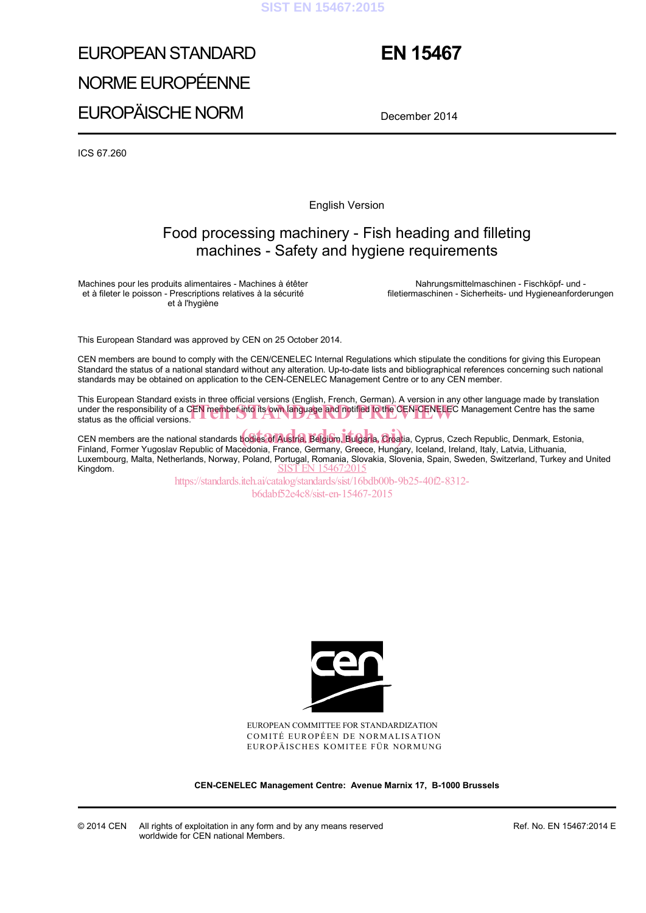# EUROPEAN STANDARD
# NORME EUROPÉENNE
# EUROPÄISCHE NORM

# EN 15467

December 2014

ICS 67.260

English Version

## Food processing machinery - Fish heading and filleting machines - Safety and hygiene requirements

Machines pour les produits alimentaires - Machines à étêter et à fileter le poisson - Prescriptions relatives à la sécurité et à l'hygiène

Nahrungsmittelmaschinen - Fischköpf- und -filetiermaschinen - Sicherheits- und Hygieneanforderungen

This European Standard was approved by CEN on 25 October 2014.

CEN members are bound to comply with the CEN/CENELEC Internal Regulations which stipulate the conditions for giving this European Standard the status of a national standard without any alteration. Up-to-date lists and bibliographical references concerning such national standards may be obtained on application to the CEN-CENELEC Management Centre or to any CEN member.

This European Standard exists in three official versions (English, French, German). A version in any other language made by translation under the responsibility of a CEN member into its own language and notified to the CEN-CENELEC Management Centre has the same status as the official versions.

CEN members are the national standards bodies of Austria, Belgium, Bulgaria, Croatia, Cyprus, Czech Republic, Denmark, Estonia, Finland, Former Yugoslav Republic of Macedonia, France, Germany, Greece, Hungary, Iceland, Ireland, Italy, Latvia, Lithuania, Luxembourg, Malta, Netherlands, Norway, Poland, Portugal, Romania, Slovakia, Slovenia, Spain, Sweden, Switzerland, Turkey and United Kingdom.

EUROPEAN COMMITTEE FOR STANDARDIZATION
COMITÉ EUROPÉEN DE NORMALISATION
EUROPÄISCHES KOMITEE FÜR NORMUNG

**CEN-CENELEC Management Centre: Avenue Marnix 17, B-1000 Brussels**

© 2014 CEN All rights of exploitation in any form and by any means reserved worldwide for CEN national Members.

Ref. No. EN 15467:2014 E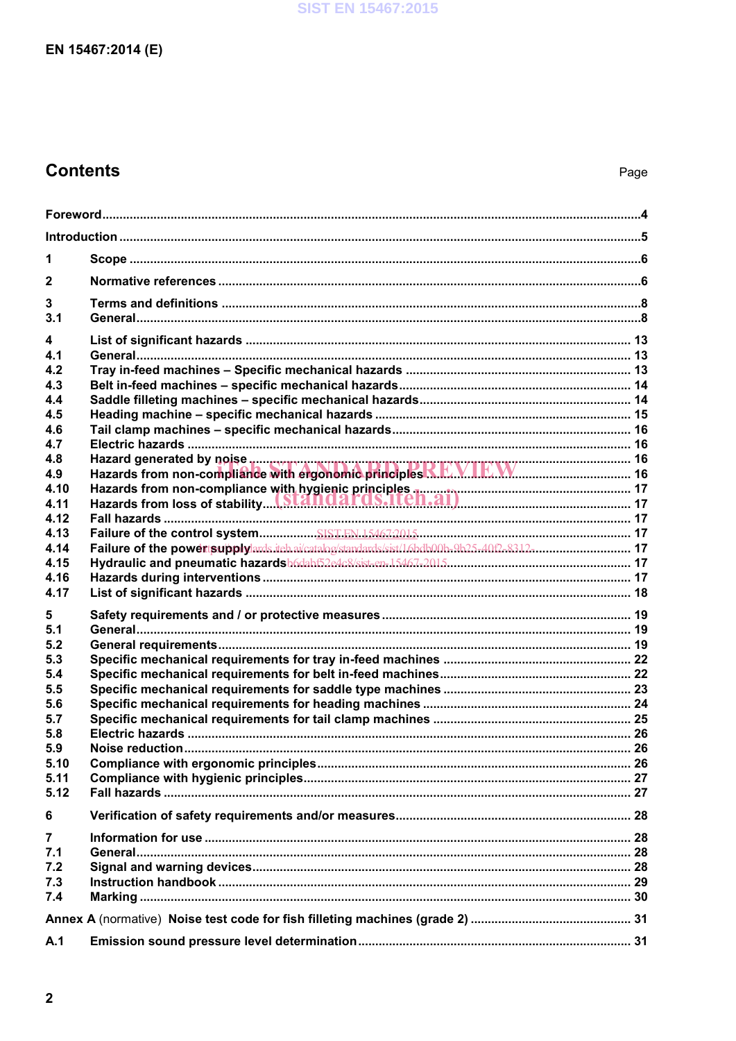## Contents

Page

| | | |
|---|---|---|
| Foreword | | 4 |
| Introduction | | 5 |
| 1 | Scope | 6 |
| 2 | Normative references | 6 |
| 3 | Terms and definitions | 8 |
| 3.1 | General | 8 |
| 4 | List of significant hazards | 13 |
| 4.1 | General | 13 |
| 4.2 | Tray in-feed machines – Specific mechanical hazards | 13 |
| 4.3 | Belt in-feed machines – specific mechanical hazards | 14 |
| 4.4 | Saddle filleting machines – specific mechanical hazards | 14 |
| 4.5 | Heading machine – specific mechanical hazards | 15 |
| 4.6 | Tail clamp machines – specific mechanical hazards | 16 |
| 4.7 | Electric hazards | 16 |
| 4.8 | Hazard generated by noise | 16 |
| 4.9 | Hazards from non-compliance with ergonomic principles | 16 |
| 4.10 | Hazards from non-compliance with hygienic principles | 17 |
| 4.11 | Hazards from loss of stability | 17 |
| 4.12 | Fall hazards | 17 |
| 4.13 | Failure of the control system | 17 |
| 4.14 | Failure of the power supply | 17 |
| 4.15 | Hydraulic and pneumatic hazards | 17 |
| 4.16 | Hazards during interventions | 17 |
| 4.17 | List of significant hazards | 18 |
| 5 | Safety requirements and / or protective measures | 19 |
| 5.1 | General | 19 |
| 5.2 | General requirements | 19 |
| 5.3 | Specific mechanical requirements for tray in-feed machines | 22 |
| 5.4 | Specific mechanical requirements for belt in-feed machines | 22 |
| 5.5 | Specific mechanical requirements for saddle type machines | 23 |
| 5.6 | Specific mechanical requirements for heading machines | 24 |
| 5.7 | Specific mechanical requirements for tail clamp machines | 25 |
| 5.8 | Electric hazards | 26 |
| 5.9 | Noise reduction | 26 |
| 5.10 | Compliance with ergonomic principles | 26 |
| 5.11 | Compliance with hygienic principles | 27 |
| 5.12 | Fall hazards | 27 |
| 6 | Verification of safety requirements and/or measures | 28 |
| 7 | Information for use | 28 |
| 7.1 | General | 28 |
| 7.2 | Signal and warning devices | 28 |
| 7.3 | Instruction handbook | 29 |
| 7.4 | Marking | 30 |
| Annex A (normative) | Noise test code for fish filleting machines (grade 2) | 31 |
| A.1 | Emission sound pressure level determination | 31 |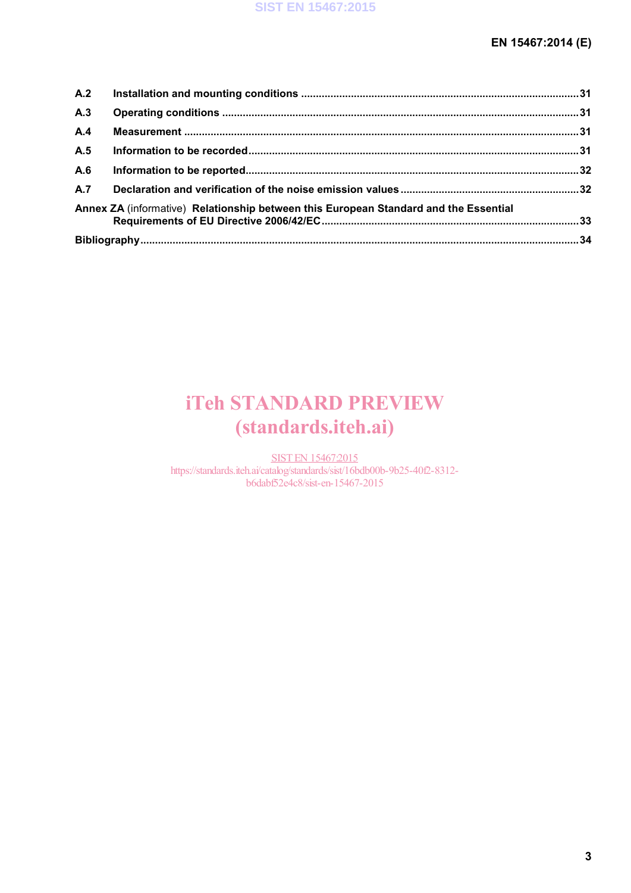A.2 **Installation and mounting conditions** .......................................................................................... 31

A.3 **Operating conditions** .......................................................................................................................... 31

A.4 **Measurement** ........................................................................................................................................ 31

A.5 **Information to be recorded** ................................................................................................................ 31

A.6 **Information to be reported** ................................................................................................................. 32

A.7 **Declaration and verification of the noise emission values** ............................................................ 32

**Annex ZA** (informative) **Relationship between this European Standard and the Essential Requirements of EU Directive 2006/42/EC** ......................................................................................... 33

**Bibliography** .................................................................................................................................................. 34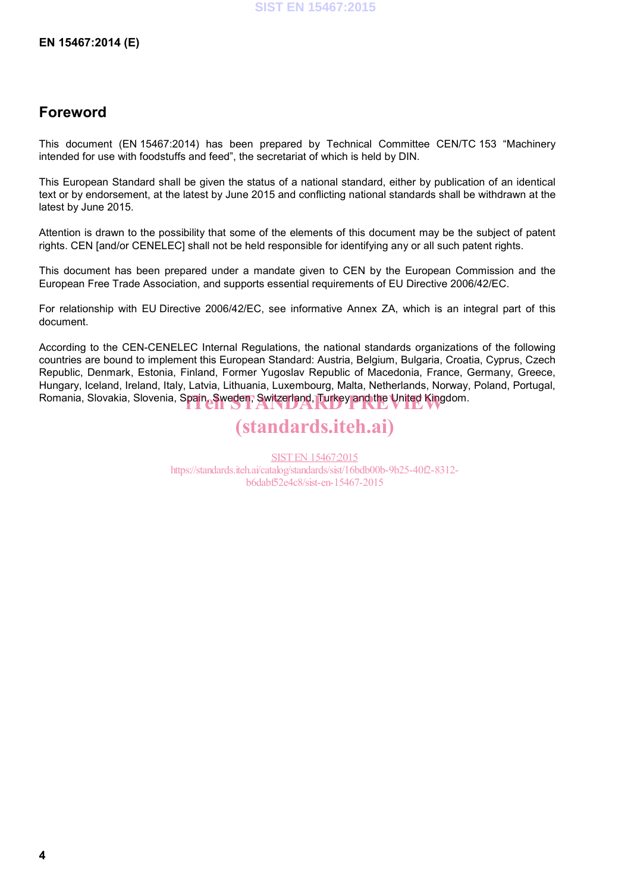## Foreword

This document (EN 15467:2014) has been prepared by Technical Committee CEN/TC 153 "Machinery intended for use with foodstuffs and feed", the secretariat of which is held by DIN.

This European Standard shall be given the status of a national standard, either by publication of an identical text or by endorsement, at the latest by June 2015 and conflicting national standards shall be withdrawn at the latest by June 2015.

Attention is drawn to the possibility that some of the elements of this document may be the subject of patent rights. CEN [and/or CENELEC] shall not be held responsible for identifying any or all such patent rights.

This document has been prepared under a mandate given to CEN by the European Commission and the European Free Trade Association, and supports essential requirements of EU Directive 2006/42/EC.

For relationship with EU Directive 2006/42/EC, see informative Annex ZA, which is an integral part of this document.

According to the CEN-CENELEC Internal Regulations, the national standards organizations of the following countries are bound to implement this European Standard: Austria, Belgium, Bulgaria, Croatia, Cyprus, Czech Republic, Denmark, Estonia, Finland, Former Yugoslav Republic of Macedonia, France, Germany, Greece, Hungary, Iceland, Ireland, Italy, Latvia, Lithuania, Luxembourg, Malta, Netherlands, Norway, Poland, Portugal, Romania, Slovakia, Slovenia, Spain, Sweden, Switzerland, Turkey and the United Kingdom.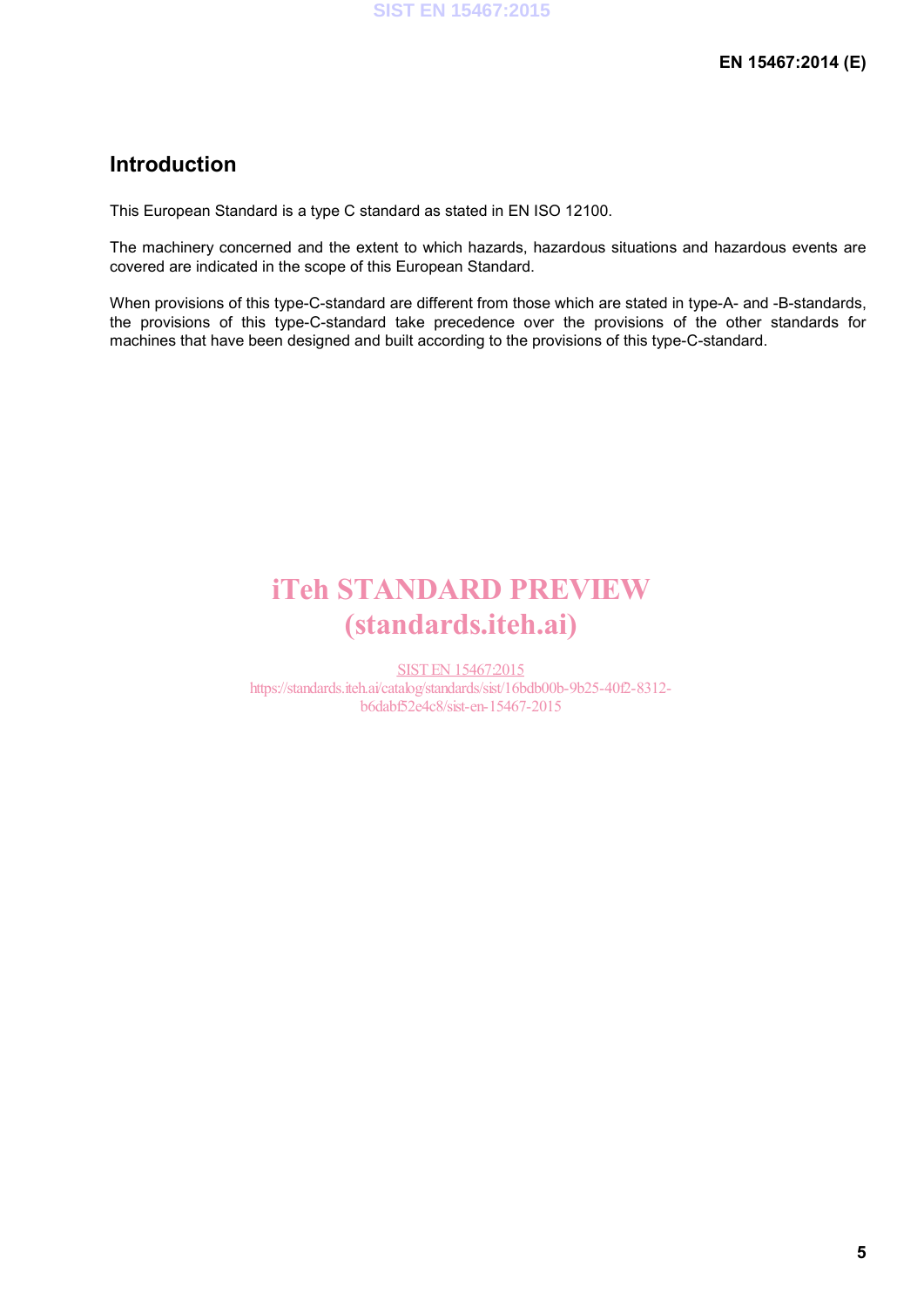# Introduction

This European Standard is a type C standard as stated in EN ISO 12100.

The machinery concerned and the extent to which hazards, hazardous situations and hazardous events are covered are indicated in the scope of this European Standard.

When provisions of this type-C-standard are different from those which are stated in type-A- and -B-standards, the provisions of this type-C-standard take precedence over the provisions of the other standards for machines that have been designed and built according to the provisions of this type-C-standard.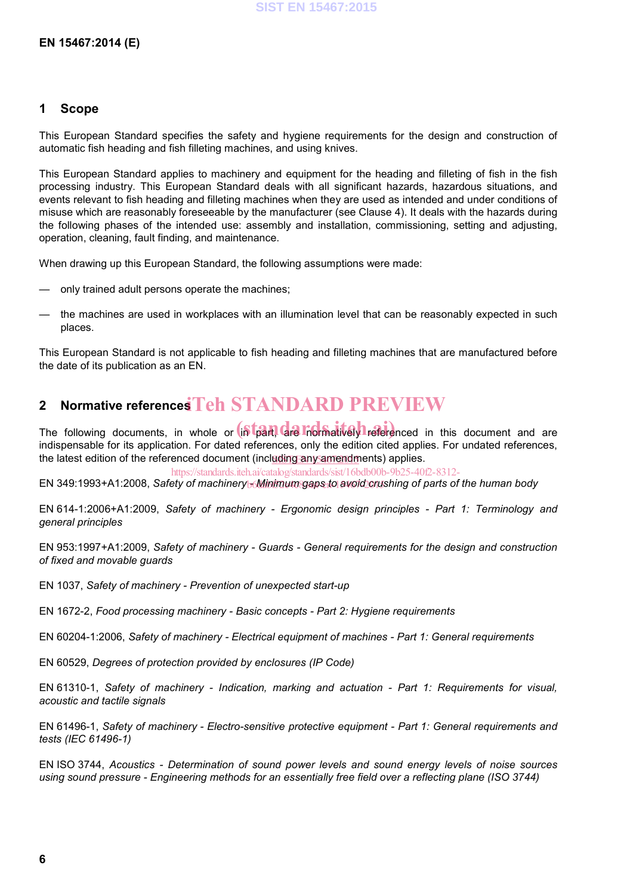## 1 Scope

This European Standard specifies the safety and hygiene requirements for the design and construction of automatic fish heading and fish filleting machines, and using knives.

This European Standard applies to machinery and equipment for the heading and filleting of fish in the fish processing industry. This European Standard deals with all significant hazards, hazardous situations, and events relevant to fish heading and filleting machines when they are used as intended and under conditions of misuse which are reasonably foreseeable by the manufacturer (see Clause 4). It deals with the hazards during the following phases of the intended use: assembly and installation, commissioning, setting and adjusting, operation, cleaning, fault finding, and maintenance.

When drawing up this European Standard, the following assumptions were made:

— only trained adult persons operate the machines;

— the machines are used in workplaces with an illumination level that can be reasonably expected in such places.

This European Standard is not applicable to fish heading and filleting machines that are manufactured before the date of its publication as an EN.

## 2 Normative references

The following documents, in whole or in part, are normatively referenced in this document and are indispensable for its application. For dated references, only the edition cited applies. For undated references, the latest edition of the referenced document (including any amendments) applies.

EN 349:1993+A1:2008, *Safety of machinery - Minimum gaps to avoid crushing of parts of the human body*

EN 614-1:2006+A1:2009, *Safety of machinery - Ergonomic design principles - Part 1: Terminology and general principles*

EN 953:1997+A1:2009, *Safety of machinery - Guards - General requirements for the design and construction of fixed and movable guards*

EN 1037, *Safety of machinery - Prevention of unexpected start-up*

EN 1672-2, *Food processing machinery - Basic concepts - Part 2: Hygiene requirements*

EN 60204-1:2006, *Safety of machinery - Electrical equipment of machines - Part 1: General requirements*

EN 60529, *Degrees of protection provided by enclosures (IP Code)*

EN 61310-1, *Safety of machinery - Indication, marking and actuation - Part 1: Requirements for visual, acoustic and tactile signals*

EN 61496-1, *Safety of machinery - Electro-sensitive protective equipment - Part 1: General requirements and tests (IEC 61496-1)*

EN ISO 3744, *Acoustics - Determination of sound power levels and sound energy levels of noise sources using sound pressure - Engineering methods for an essentially free field over a reflecting plane (ISO 3744)*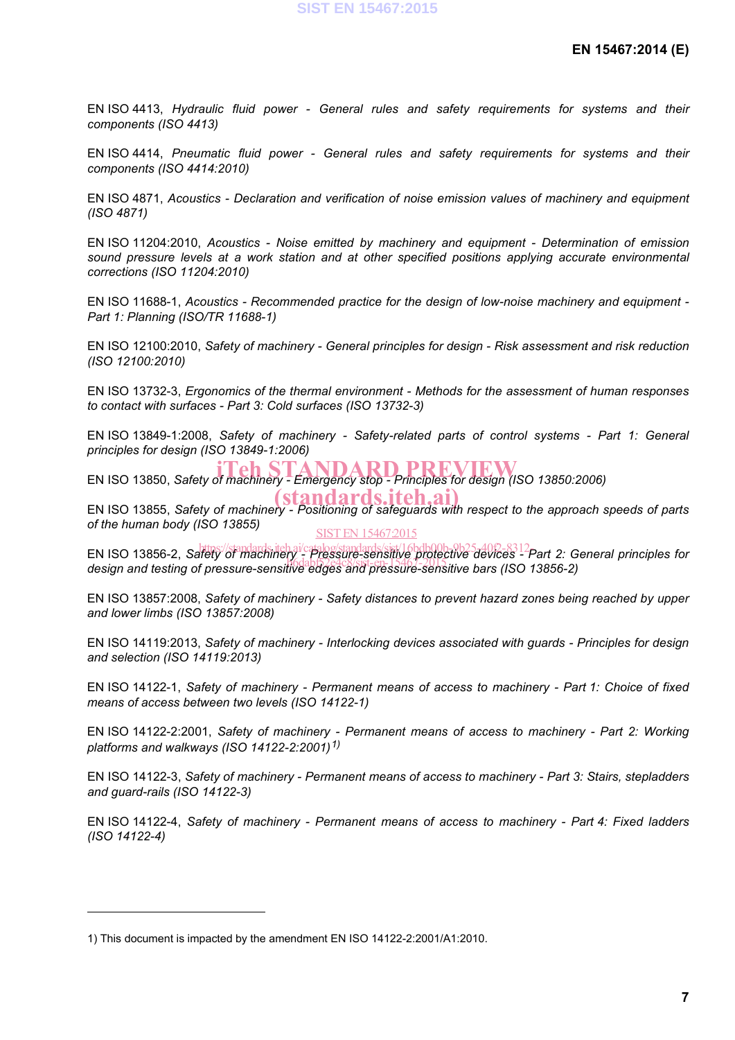EN ISO 4413, *Hydraulic fluid power - General rules and safety requirements for systems and their components (ISO 4413)*

EN ISO 4414, *Pneumatic fluid power - General rules and safety requirements for systems and their components (ISO 4414:2010)*

EN ISO 4871, *Acoustics - Declaration and verification of noise emission values of machinery and equipment (ISO 4871)*

EN ISO 11204:2010, *Acoustics - Noise emitted by machinery and equipment - Determination of emission sound pressure levels at a work station and at other specified positions applying accurate environmental corrections (ISO 11204:2010)*

EN ISO 11688-1, *Acoustics - Recommended practice for the design of low-noise machinery and equipment - Part 1: Planning (ISO/TR 11688-1)*

EN ISO 12100:2010, *Safety of machinery - General principles for design - Risk assessment and risk reduction (ISO 12100:2010)*

EN ISO 13732-3, *Ergonomics of the thermal environment - Methods for the assessment of human responses to contact with surfaces - Part 3: Cold surfaces (ISO 13732-3)*

EN ISO 13849-1:2008, *Safety of machinery - Safety-related parts of control systems - Part 1: General principles for design (ISO 13849-1:2006)*

EN ISO 13850, *Safety of machinery - Emergency stop - Principles for design (ISO 13850:2006)*

EN ISO 13855, *Safety of machinery - Positioning of safeguards with respect to the approach speeds of parts of the human body (ISO 13855)*

EN ISO 13856-2, *Safety of machinery - Pressure-sensitive protective devices - Part 2: General principles for design and testing of pressure-sensitive edges and pressure-sensitive bars (ISO 13856-2)*

EN ISO 13857:2008, *Safety of machinery - Safety distances to prevent hazard zones being reached by upper and lower limbs (ISO 13857:2008)*

EN ISO 14119:2013, *Safety of machinery - Interlocking devices associated with guards - Principles for design and selection (ISO 14119:2013)*

EN ISO 14122-1, *Safety of machinery - Permanent means of access to machinery - Part 1: Choice of fixed means of access between two levels (ISO 14122-1)*

EN ISO 14122-2:2001, *Safety of machinery - Permanent means of access to machinery - Part 2: Working platforms and walkways (ISO 14122-2:2001)*[1)]

EN ISO 14122-3, *Safety of machinery - Permanent means of access to machinery - Part 3: Stairs, stepladders and guard-rails (ISO 14122-3)*

EN ISO 14122-4, *Safety of machinery - Permanent means of access to machinery - Part 4: Fixed ladders (ISO 14122-4)*

---

1) This document is impacted by the amendment EN ISO 14122-2:2001/A1:2010.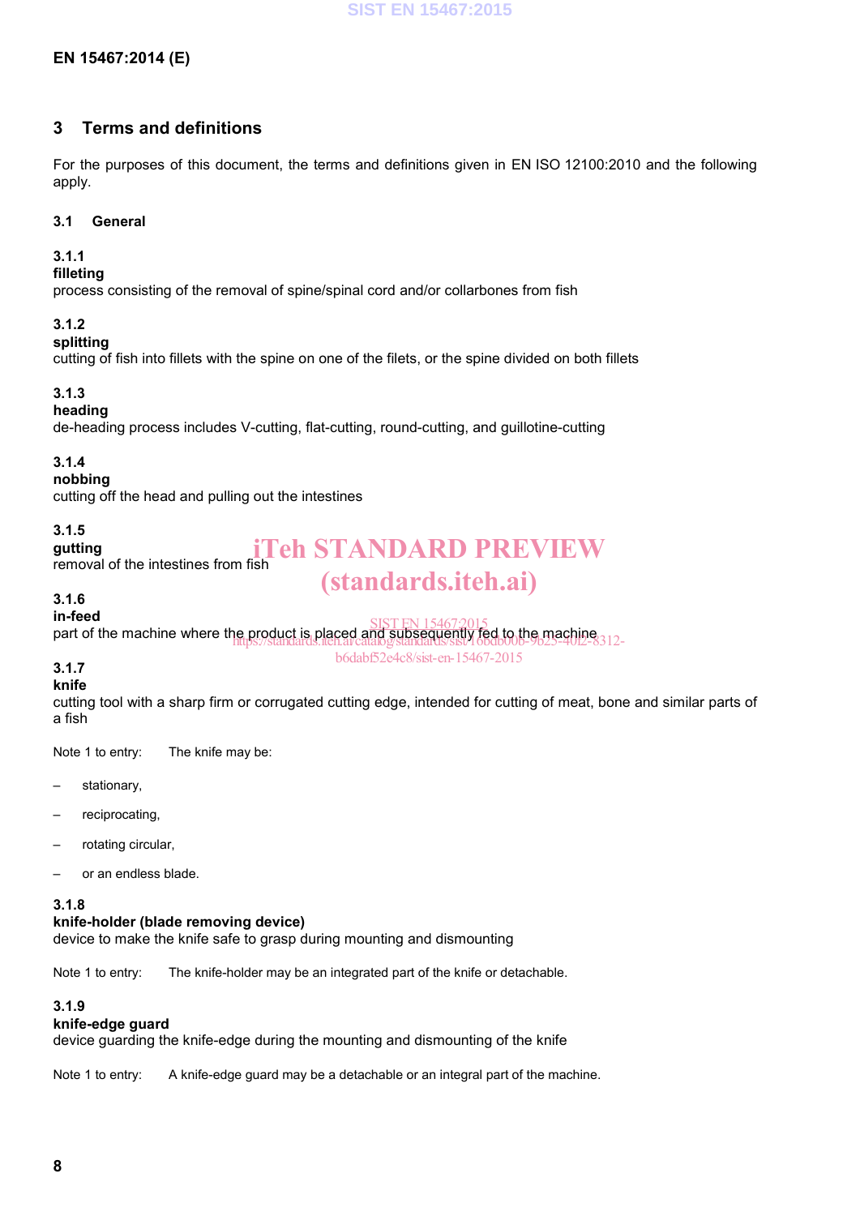## 3 Terms and definitions

For the purposes of this document, the terms and definitions given in EN ISO 12100:2010 and the following apply.

### 3.1 General

**3.1.1**
**filleting**
process consisting of the removal of spine/spinal cord and/or collarbones from fish

**3.1.2**
**splitting**
cutting of fish into fillets with the spine on one of the filets, or the spine divided on both fillets

**3.1.3**
**heading**
de-heading process includes V-cutting, flat-cutting, round-cutting, and guillotine-cutting

**3.1.4**
**nobbing**
cutting off the head and pulling out the intestines

**3.1.5**
**gutting**
removal of the intestines from fish

**3.1.6**
**in-feed**
part of the machine where the product is placed and subsequently fed to the machine

**3.1.7**
**knife**
cutting tool with a sharp firm or corrugated cutting edge, intended for cutting of meat, bone and similar parts of a fish

Note 1 to entry: The knife may be:

- stationary,
- reciprocating,
- rotating circular,
- or an endless blade.

**3.1.8**
**knife-holder (blade removing device)**
device to make the knife safe to grasp during mounting and dismounting

Note 1 to entry: The knife-holder may be an integrated part of the knife or detachable.

**3.1.9**
**knife-edge guard**
device guarding the knife-edge during the mounting and dismounting of the knife

Note 1 to entry: A knife-edge guard may be a detachable or an integral part of the machine.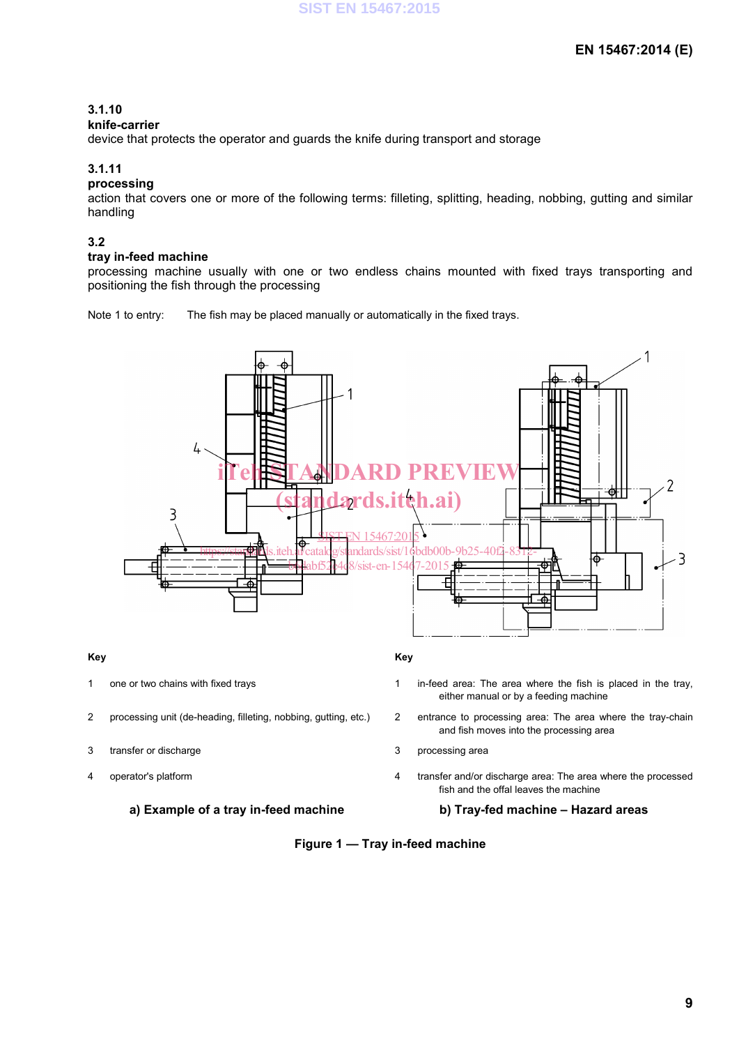**3.1.10**
**knife-carrier**
device that protects the operator and guards the knife during transport and storage

**3.1.11**
**processing**
action that covers one or more of the following terms: filleting, splitting, heading, nobbing, gutting and similar handling

**3.2**
**tray in-feed machine**
processing machine usually with one or two endless chains mounted with fixed trays transporting and positioning the fish through the processing

Note 1 to entry: The fish may be placed manually or automatically in the fixed trays.

**Key**

1 one or two chains with fixed trays

2 processing unit (de-heading, filleting, nobbing, gutting, etc.)

3 transfer or discharge

4 operator's platform

**a) Example of a tray in-feed machine**

**Key**

1 in-feed area: The area where the fish is placed in the tray, either manual or by a feeding machine

2 entrance to processing area: The area where the tray-chain and fish moves into the processing area

3 processing area

4 transfer and/or discharge area: The area where the processed fish and the offal leaves the machine

**b) Tray-fed machine – Hazard areas**

**Figure 1 — Tray in-feed machine**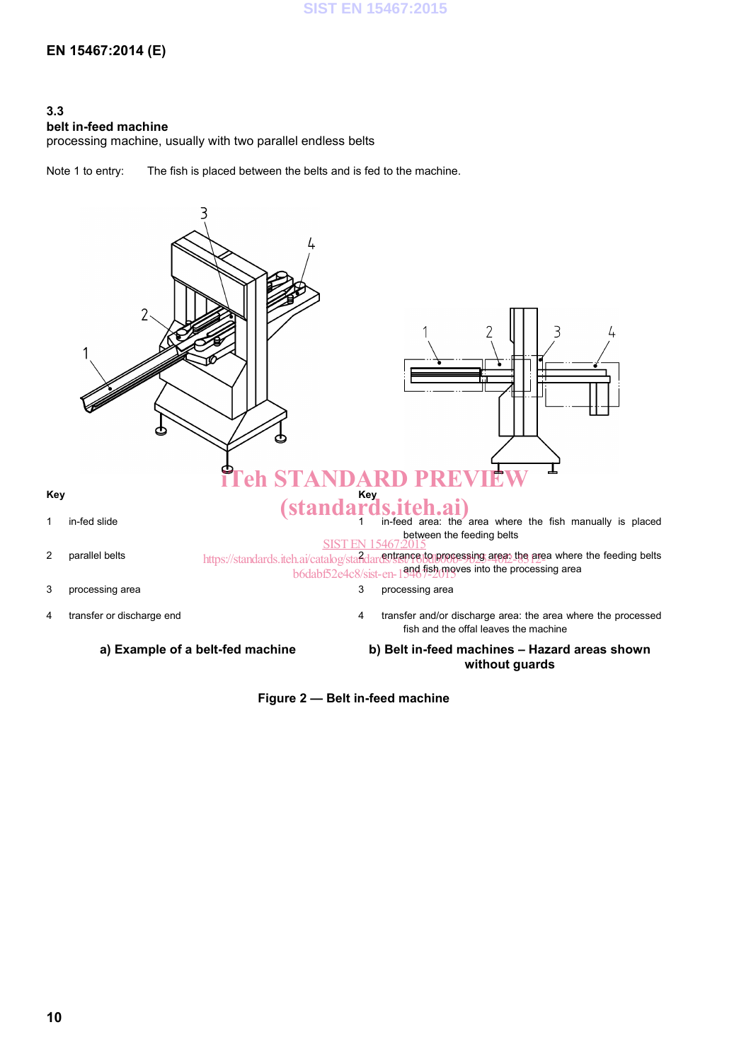### 3.3

**belt in-feed machine**

processing machine, usually with two parallel endless belts

Note 1 to entry: The fish is placed between the belts and is fed to the machine.

3

4

2

1

1 2 3 4

**Key**

1 in-fed slide

2 parallel belts

3 processing area

4 transfer or discharge end

**a) Example of a belt-fed machine**

**Key**

1 in-feed area: the area where the fish manually is placed between the feeding belts

2 entrance to processing area: the area where the feeding belts and fish moves into the processing area

3 processing area

4 transfer and/or discharge area: the area where the processed fish and the offal leaves the machine

**b) Belt in-feed machines – Hazard areas shown without guards**

**Figure 2 — Belt in-feed machine**